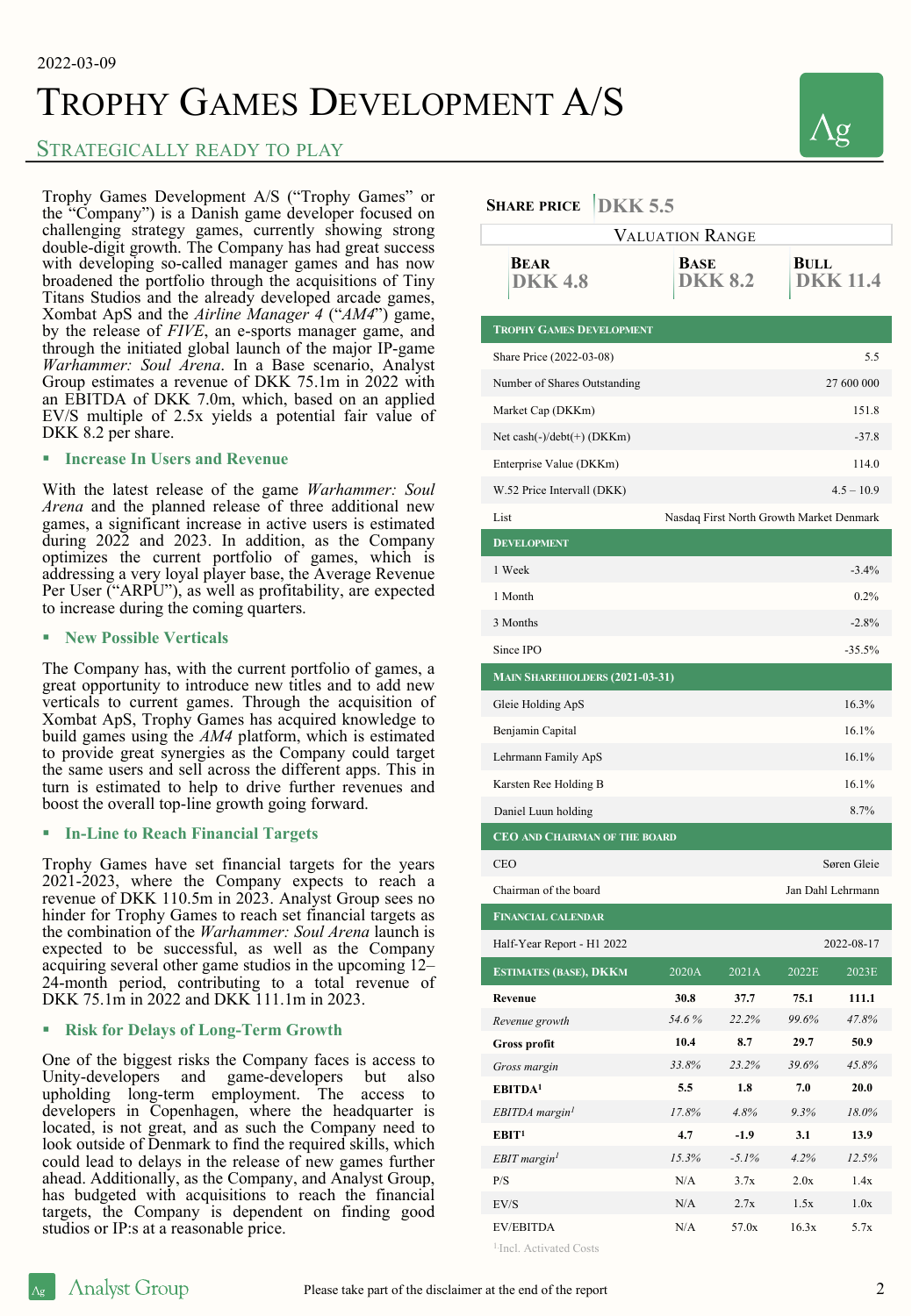2022-03-09

# Trophy Games Development A/S

## Strategically ready to play

Trophy Games Development A/S ("Trophy Games" or the "Company") is a Danish game developer focused on challenging strategy games, currently showing strong double-digit growth. The Company has had great success with developing so-called manager games and has now broadened the portfolio through the acquisitions of Tiny Titans Studios and the already developed arcade games, Xombat ApS and the *Airline Manager 4* ("*AM4*") game, by the release of *FIVE*, an e-sports manager game, and through the initiated global launch of the major IP-game *Warhammer: Soul Arena*. In a Base scenario, Analyst Group estimates a revenue of DKK 75.1m in 2022 with an EBITDA of DKK 7.0m, which, based on an applied EV/S multiple of 2.5x yields a potential fair value of DKK 8.2 per share.

- **Increase In Users and Revenue**

With the latest release of the game *Warhammer: Soul Arena* and the planned release of three additional new games, a significant increase in active users is estimated during 2022 and 2023. In addition, as the Company optimizes the current portfolio of games, which is addressing a very loyal player base, the Average Revenue Per User ("ARPU"), as well as profitability, are expected to increase during the coming quarters.

- **New Possible Verticals**

The Company has, with the current portfolio of games, a great opportunity to introduce new titles and to add new verticals to current games. Through the acquisition of Xombat ApS, Trophy Games has acquired knowledge to build games using the *AM4* platform, which is estimated to provide great synergies as the Company could target the same users and sell across the different apps. This in turn is estimated to help to drive further revenues and boost the overall top-line growth going forward.

- **In-Line to Reach Financial Targets**

Trophy Games have set financial targets for the years 2021-2023, where the Company expects to reach a revenue of DKK 110.5m in 2023. Analyst Group sees no hinder for Trophy Games to reach set financial targets as the combination of the *Warhammer: Soul Arena* launch is expected to be successful, as well as the Company acquiring several other game studios in the upcoming 12–24-month period, contributing to a total revenue of DKK 75.1m in 2022 and DKK 111.1m in 2023.

- **Risk for Delays of Long-Term Growth**

One of the biggest risks the Company faces is access to Unity-developers and game-developers but also upholding long-term employment. The access to developers in Copenhagen, where the headquarter is located, is not great, and as such the Company need to look outside of Denmark to find the required skills, which could lead to delays in the release of new games further ahead. Additionally, as the Company, and Analyst Group, has budgeted with acquisitions to reach the financial targets, the Company is dependent on finding good studios or IP:s at a reasonable price.

**Share price** DKK 5.5

| Valuation Range | | |
|---|---|---|
| **Bear** | **Base** | **Bull** |
| DKK 4.8 | DKK 8.2 | DKK 11.4 |

| Trophy Games Development | |
|---|---|
| Share Price (2022-03-08) | 5.5 |
| Number of Shares Outstanding | 27 600 000 |
| Market Cap (DKKm) | 151.8 |
| Net cash(-)/debt(+) (DKKm) | -37.8 |
| Enterprise Value (DKKm) | 114.0 |
| W.52 Price Intervall (DKK) | 4.5 – 10.9 |
| List | Nasdaq First North Growth Market Denmark |

| Development | |
|---|---|
| 1 Week | -3.4% |
| 1 Month | 0.2% |
| 3 Months | -2.8% |
| Since IPO | -35.5% |

| Main Shareholders (2021-03-31) | |
|---|---|
| Gleie Holding ApS | 16.3% |
| Benjamin Capital | 16.1% |
| Lehrmann Family ApS | 16.1% |
| Karsten Ree Holding B | 16.1% |
| Daniel Luun holding | 8.7% |

| CEO and Chairman of the Board | |
|---|---|
| CEO | Søren Gleie |
| Chairman of the board | Jan Dahl Lehrmann |

| Financial Calendar | |
|---|---|
| Half-Year Report - H1 2022 | 2022-08-17 |

| Estimates (Base), DKKm | 2020A | 2021A | 2022E | 2023E |
|---|---|---|---|---|
| **Revenue** | **30.8** | **37.7** | **75.1** | **111.1** |
| *Revenue growth* | *54.6 %* | *22.2%* | *99.6%* | *47.8%* |
| **Gross profit** | **10.4** | **8.7** | **29.7** | **50.9** |
| *Gross margin* | *33.8%* | *23.2%* | *39.6%* | *45.8%* |
| **EBITDA[1]** | **5.5** | **1.8** | **7.0** | **20.0** |
| *EBITDA margin[1]* | *17.8%* | *4.8%* | *9.3%* | *18.0%* |
| **EBIT[1]** | **4.7** | **-1.9** | **3.1** | **13.9** |
| *EBIT margin[1]* | *15.3%* | *-5.1%* | *4.2%* | *12.5%* |
| P/S | N/A | 3.7x | 2.0x | 1.4x |
| EV/S | N/A | 2.7x | 1.5x | 1.0x |
| EV/EBITDA | N/A | 57.0x | 16.3x | 5.7x |

[1]Incl. Activated Costs

Please take part of the disclaimer at the end of the report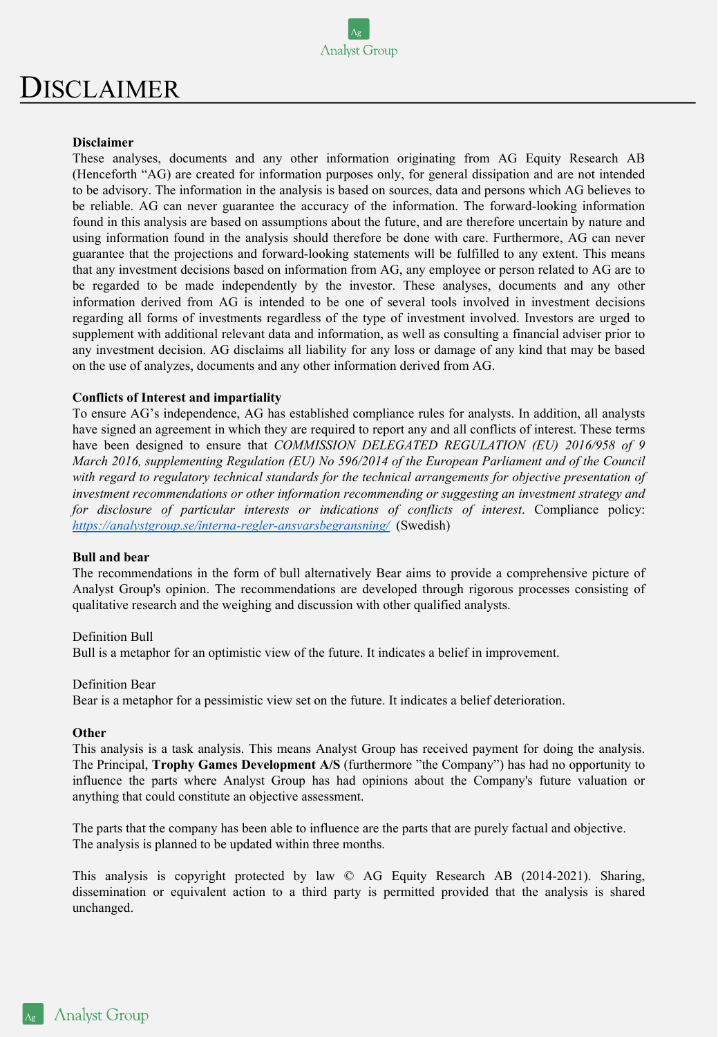# DISCLAIMER

**Disclaimer**

These analyses, documents and any other information originating from AG Equity Research AB (Henceforth "AG) are created for information purposes only, for general dissipation and are not intended to be advisory. The information in the analysis is based on sources, data and persons which AG believes to be reliable. AG can never guarantee the accuracy of the information. The forward-looking information found in this analysis are based on assumptions about the future, and are therefore uncertain by nature and using information found in the analysis should therefore be done with care. Furthermore, AG can never guarantee that the projections and forward-looking statements will be fulfilled to any extent. This means that any investment decisions based on information from AG, any employee or person related to AG are to be regarded to be made independently by the investor. These analyses, documents and any other information derived from AG is intended to be one of several tools involved in investment decisions regarding all forms of investments regardless of the type of investment involved. Investors are urged to supplement with additional relevant data and information, as well as consulting a financial adviser prior to any investment decision. AG disclaims all liability for any loss or damage of any kind that may be based on the use of analyzes, documents and any other information derived from AG.

**Conflicts of Interest and impartiality**

To ensure AG's independence, AG has established compliance rules for analysts. In addition, all analysts have signed an agreement in which they are required to report any and all conflicts of interest. These terms have been designed to ensure that *COMMISSION DELEGATED REGULATION (EU) 2016/958 of 9 March 2016, supplementing Regulation (EU) No 596/2014 of the European Parliament and of the Council with regard to regulatory technical standards for the technical arrangements for objective presentation of investment recommendations or other information recommending or suggesting an investment strategy and for disclosure of particular interests or indications of conflicts of interest*. Compliance policy: https://analystgroup.se/interna-regler-ansvarsbegransning/ (Swedish)

**Bull and bear**

The recommendations in the form of bull alternatively Bear aims to provide a comprehensive picture of Analyst Group's opinion. The recommendations are developed through rigorous processes consisting of qualitative research and the weighing and discussion with other qualified analysts.

Definition Bull

Bull is a metaphor for an optimistic view of the future. It indicates a belief in improvement.

Definition Bear

Bear is a metaphor for a pessimistic view set on the future. It indicates a belief deterioration.

**Other**

This analysis is a task analysis. This means Analyst Group has received payment for doing the analysis. The Principal, **Trophy Games Development A/S** (furthermore "the Company") has had no opportunity to influence the parts where Analyst Group has had opinions about the Company's future valuation or anything that could constitute an objective assessment.

The parts that the company has been able to influence are the parts that are purely factual and objective. The analysis is planned to be updated within three months.

This analysis is copyright protected by law © AG Equity Research AB (2014-2021). Sharing, dissemination or equivalent action to a third party is permitted provided that the analysis is shared unchanged.